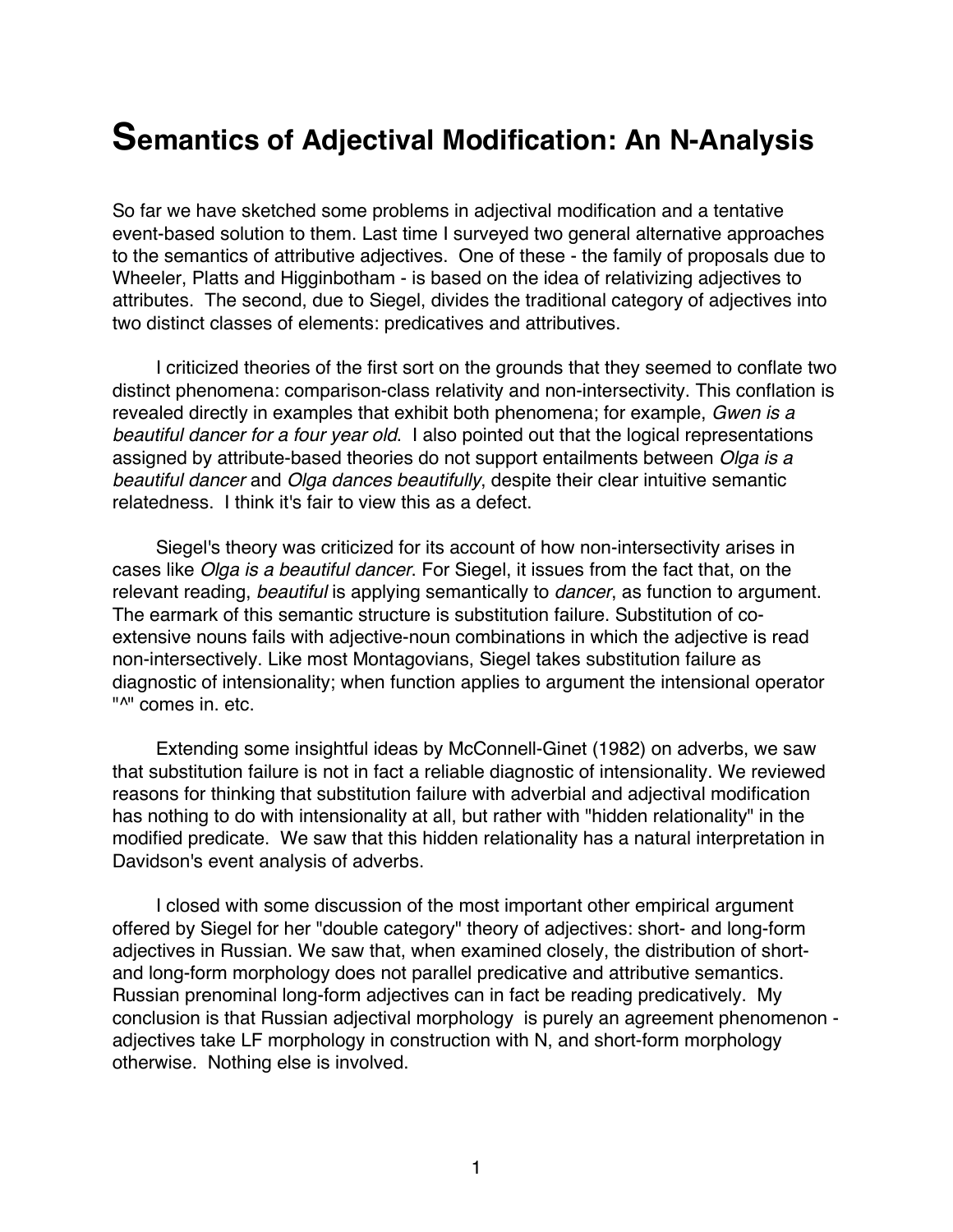# Semantics of Adjectival Modification: An N-Analysis

So far we have sketched some problems in adjectival modification and a tentative event-based solution to them. Last time I surveyed two general alternative approaches to the semantics of attributive adjectives. One of these - the family of proposals due to Wheeler, Platts and Higginbotham - is based on the idea of relativizing adjectives to attributes. The second, due to Siegel, divides the traditional category of adjectives into two distinct classes of elements: predicatives and attributives.

I criticized theories of the first sort on the grounds that they seemed to conflate two distinct phenomena: comparison-class relativity and non-intersectivity. This conflation is revealed directly in examples that exhibit both phenomena; for example, *Gwen is a beautiful dancer for a four year old*. I also pointed out that the logical representations assigned by attribute-based theories do not support entailments between *Olga is a beautiful dancer* and *Olga dances beautifully*, despite their clear intuitive semantic relatedness. I think it's fair to view this as a defect.

Siegel's theory was criticized for its account of how non-intersectivity arises in cases like *Olga is a beautiful dancer*. For Siegel, it issues from the fact that, on the relevant reading, *beautiful* is applying semantically to *dancer*, as function to argument. The earmark of this semantic structure is substitution failure. Substitution of co-extensive nouns fails with adjective-noun combinations in which the adjective is read non-intersectively. Like most Montagovians, Siegel takes substitution failure as diagnostic of intensionality; when function applies to argument the intensional operator "^" comes in. etc.

Extending some insightful ideas by McConnell-Ginet (1982) on adverbs, we saw that substitution failure is not in fact a reliable diagnostic of intensionality. We reviewed reasons for thinking that substitution failure with adverbial and adjectival modification has nothing to do with intensionality at all, but rather with "hidden relationality" in the modified predicate. We saw that this hidden relationality has a natural interpretation in Davidson's event analysis of adverbs.

I closed with some discussion of the most important other empirical argument offered by Siegel for her "double category" theory of adjectives: short- and long-form adjectives in Russian. We saw that, when examined closely, the distribution of short- and long-form morphology does not parallel predicative and attributive semantics. Russian prenominal long-form adjectives can in fact be reading predicatively. My conclusion is that Russian adjectival morphology is purely an agreement phenomenon - adjectives take LF morphology in construction with N, and short-form morphology otherwise. Nothing else is involved.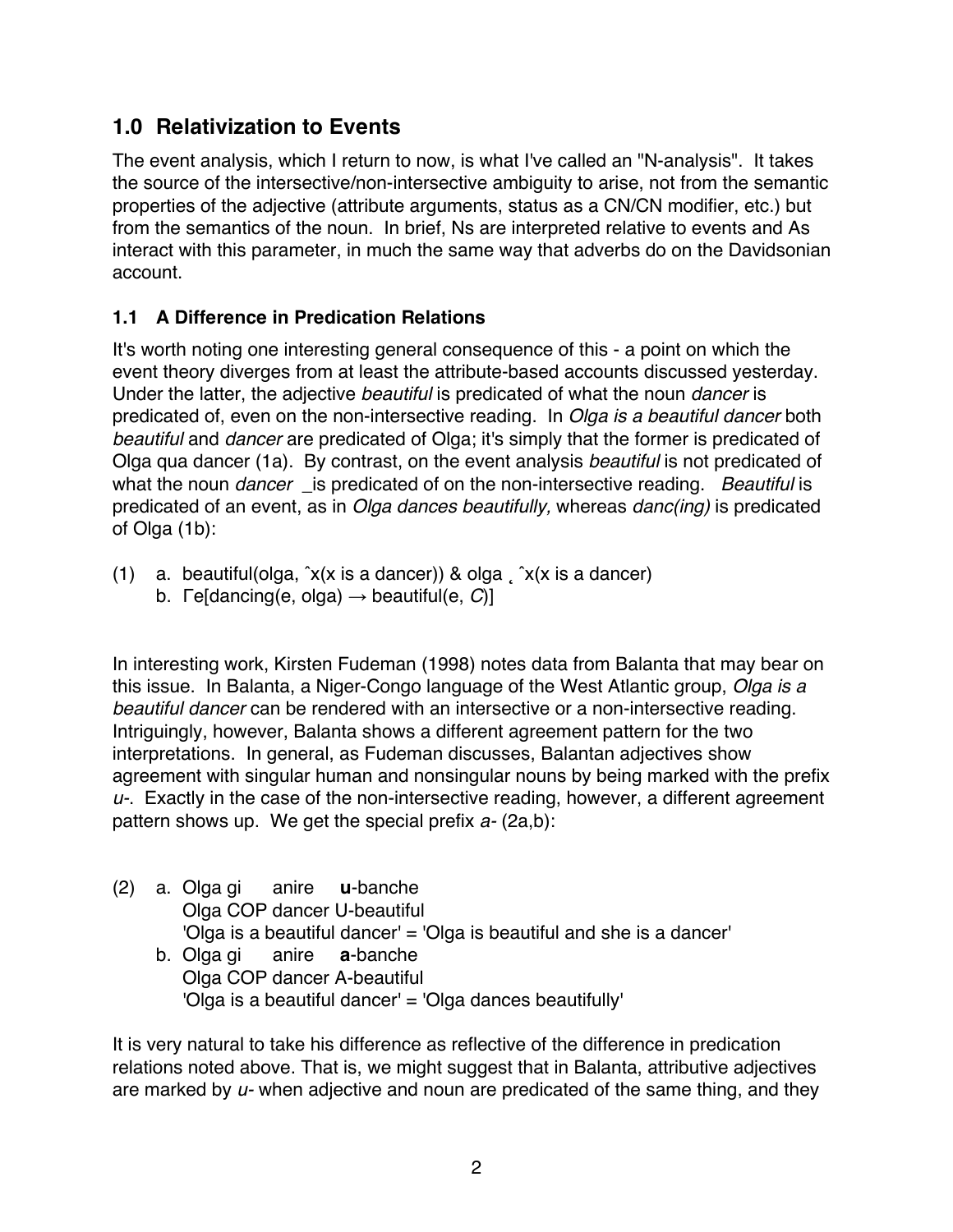## 1.0 Relativization to Events

The event analysis, which I return to now, is what I've called an "N-analysis". It takes the source of the intersective/non-intersective ambiguity to arise, not from the semantic properties of the adjective (attribute arguments, status as a CN/CN modifier, etc.) but from the semantics of the noun. In brief, Ns are interpreted relative to events and As interact with this parameter, in much the same way that adverbs do on the Davidsonian account.

### 1.1 A Difference in Predication Relations

It's worth noting one interesting general consequence of this - a point on which the event theory diverges from at least the attribute-based accounts discussed yesterday. Under the latter, the adjective *beautiful* is predicated of what the noun *dancer* is predicated of, even on the non-intersective reading. In *Olga is a beautiful dancer* both *beautiful* and *dancer* are predicated of Olga; it's simply that the former is predicated of Olga qua dancer (1a). By contrast, on the event analysis *beautiful* is not predicated of what the noun *dancer* _is predicated of on the non-intersective reading. *Beautiful* is predicated of an event, as in *Olga dances beautifully,* whereas *danc(ing)* is predicated of Olga (1b):

(1) a. beautiful(olga, ˆx(x is a dancer)) & olga ˛ ˆx(x is a dancer)
    b. Γe[dancing(e, olga) → beautiful(e, *C*)]

In interesting work, Kirsten Fudeman (1998) notes data from Balanta that may bear on this issue. In Balanta, a Niger-Congo language of the West Atlantic group, *Olga is a beautiful dancer* can be rendered with an intersective or a non-intersective reading. Intriguingly, however, Balanta shows a different agreement pattern for the two interpretations. In general, as Fudeman discusses, Balantan adjectives show agreement with singular human and nonsingular nouns by being marked with the prefix *u-*. Exactly in the case of the non-intersective reading, however, a different agreement pattern shows up. We get the special prefix *a-* (2a,b):

(2) a. Olga gi anire **u**-banche
       Olga COP dancer U-beautiful
       'Olga is a beautiful dancer' = 'Olga is beautiful and she is a dancer'
    b. Olga gi anire **a**-banche
       Olga COP dancer A-beautiful
       'Olga is a beautiful dancer' = 'Olga dances beautifully'

It is very natural to take his difference as reflective of the difference in predication relations noted above. That is, we might suggest that in Balanta, attributive adjectives are marked by *u-* when adjective and noun are predicated of the same thing, and they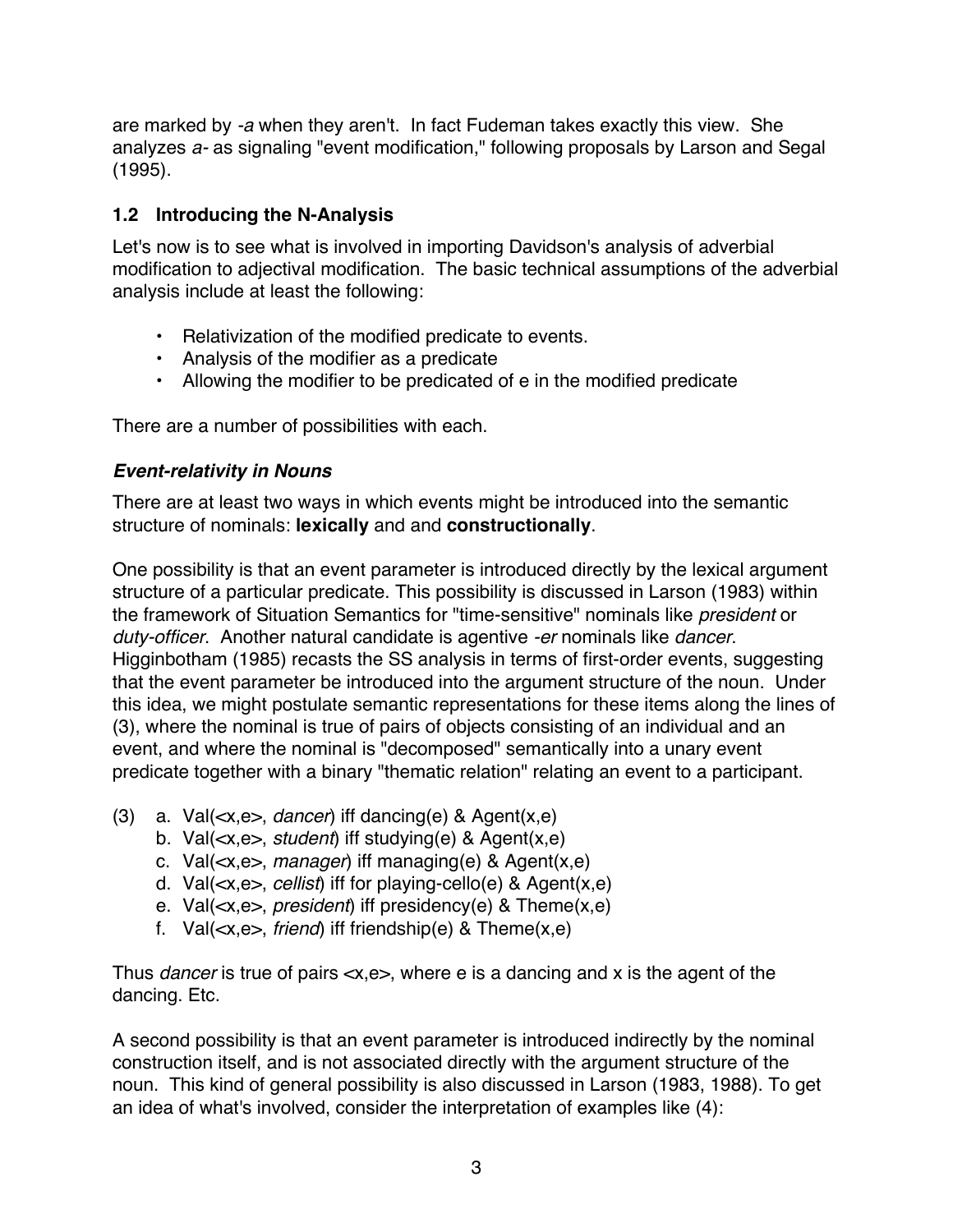are marked by *-a* when they aren't. In fact Fudeman takes exactly this view. She analyzes *a-* as signaling "event modification," following proposals by Larson and Segal (1995).

### 1.2 Introducing the N-Analysis

Let's now is to see what is involved in importing Davidson's analysis of adverbial modification to adjectival modification. The basic technical assumptions of the adverbial analysis include at least the following:

- Relativization of the modified predicate to events.
- Analysis of the modifier as a predicate
- Allowing the modifier to be predicated of e in the modified predicate

There are a number of possibilities with each.

#### *Event-relativity in Nouns*

There are at least two ways in which events might be introduced into the semantic structure of nominals: **lexically** and and **constructionally**.

One possibility is that an event parameter is introduced directly by the lexical argument structure of a particular predicate. This possibility is discussed in Larson (1983) within the framework of Situation Semantics for "time-sensitive" nominals like *president* or *duty-officer*. Another natural candidate is agentive *-er* nominals like *dancer*. Higginbotham (1985) recasts the SS analysis in terms of first-order events, suggesting that the event parameter be introduced into the argument structure of the noun. Under this idea, we might postulate semantic representations for these items along the lines of (3), where the nominal is true of pairs of objects consisting of an individual and an event, and where the nominal is "decomposed" semantically into a unary event predicate together with a binary "thematic relation" relating an event to a participant.

(3) a. Val(<x,e>, *dancer*) iff dancing(e) & Agent(x,e)
    b. Val(<x,e>, *student*) iff studying(e) & Agent(x,e)
    c. Val(<x,e>, *manager*) iff managing(e) & Agent(x,e)
    d. Val(<x,e>, *cellist*) iff for playing-cello(e) & Agent(x,e)
    e. Val(<x,e>, *president*) iff presidency(e) & Theme(x,e)
    f. Val(<x,e>, *friend*) iff friendship(e) & Theme(x,e)

Thus *dancer* is true of pairs <x,e>, where e is a dancing and x is the agent of the dancing. Etc.

A second possibility is that an event parameter is introduced indirectly by the nominal construction itself, and is not associated directly with the argument structure of the noun. This kind of general possibility is also discussed in Larson (1983, 1988). To get an idea of what's involved, consider the interpretation of examples like (4):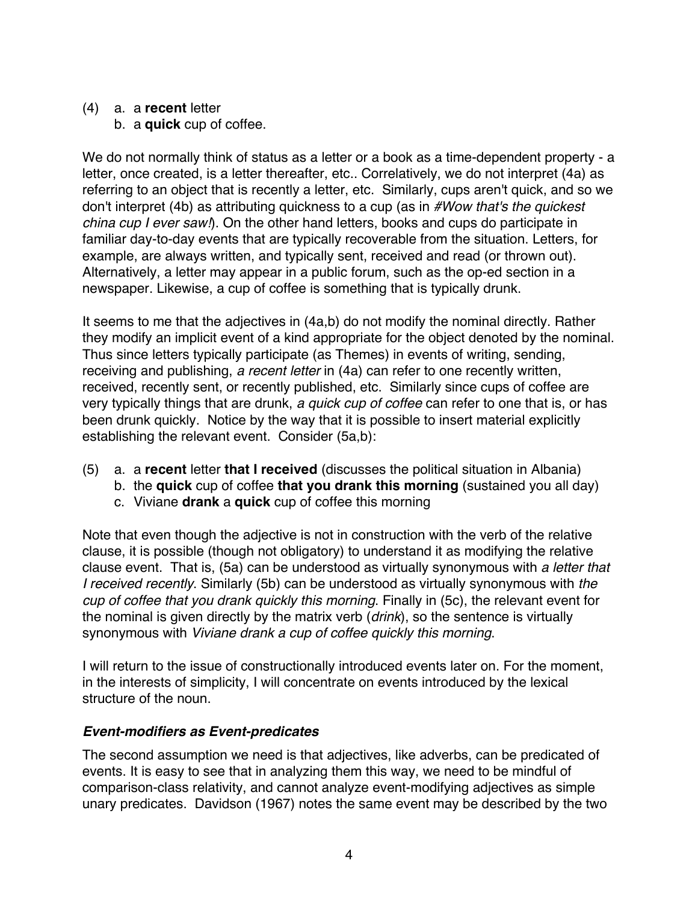(4) a. a **recent** letter
    b. a **quick** cup of coffee.

We do not normally think of status as a letter or a book as a time-dependent property - a letter, once created, is a letter thereafter, etc.. Correlatively, we do not interpret (4a) as referring to an object that is recently a letter, etc. Similarly, cups aren't quick, and so we don't interpret (4b) as attributing quickness to a cup (as in *#Wow that's the quickest china cup I ever saw!*). On the other hand letters, books and cups do participate in familiar day-to-day events that are typically recoverable from the situation. Letters, for example, are always written, and typically sent, received and read (or thrown out). Alternatively, a letter may appear in a public forum, such as the op-ed section in a newspaper. Likewise, a cup of coffee is something that is typically drunk.

It seems to me that the adjectives in (4a,b) do not modify the nominal directly. Rather they modify an implicit event of a kind appropriate for the object denoted by the nominal. Thus since letters typically participate (as Themes) in events of writing, sending, receiving and publishing, *a recent letter* in (4a) can refer to one recently written, received, recently sent, or recently published, etc. Similarly since cups of coffee are very typically things that are drunk, *a quick cup of coffee* can refer to one that is, or has been drunk quickly. Notice by the way that it is possible to insert material explicitly establishing the relevant event. Consider (5a,b):

(5) a. a **recent** letter **that I received** (discusses the political situation in Albania)
    b. the **quick** cup of coffee **that you drank this morning** (sustained you all day)
    c. Viviane **drank** a **quick** cup of coffee this morning

Note that even though the adjective is not in construction with the verb of the relative clause, it is possible (though not obligatory) to understand it as modifying the relative clause event. That is, (5a) can be understood as virtually synonymous with *a letter that I received recently*. Similarly (5b) can be understood as virtually synonymous with *the cup of coffee that you drank quickly this morning*. Finally in (5c), the relevant event for the nominal is given directly by the matrix verb (*drink*), so the sentence is virtually synonymous with *Viviane drank a cup of coffee quickly this morning*.

I will return to the issue of constructionally introduced events later on. For the moment, in the interests of simplicity, I will concentrate on events introduced by the lexical structure of the noun.

### ***Event-modifiers as Event-predicates***

The second assumption we need is that adjectives, like adverbs, can be predicated of events. It is easy to see that in analyzing them this way, we need to be mindful of comparison-class relativity, and cannot analyze event-modifying adjectives as simple unary predicates. Davidson (1967) notes the same event may be described by the two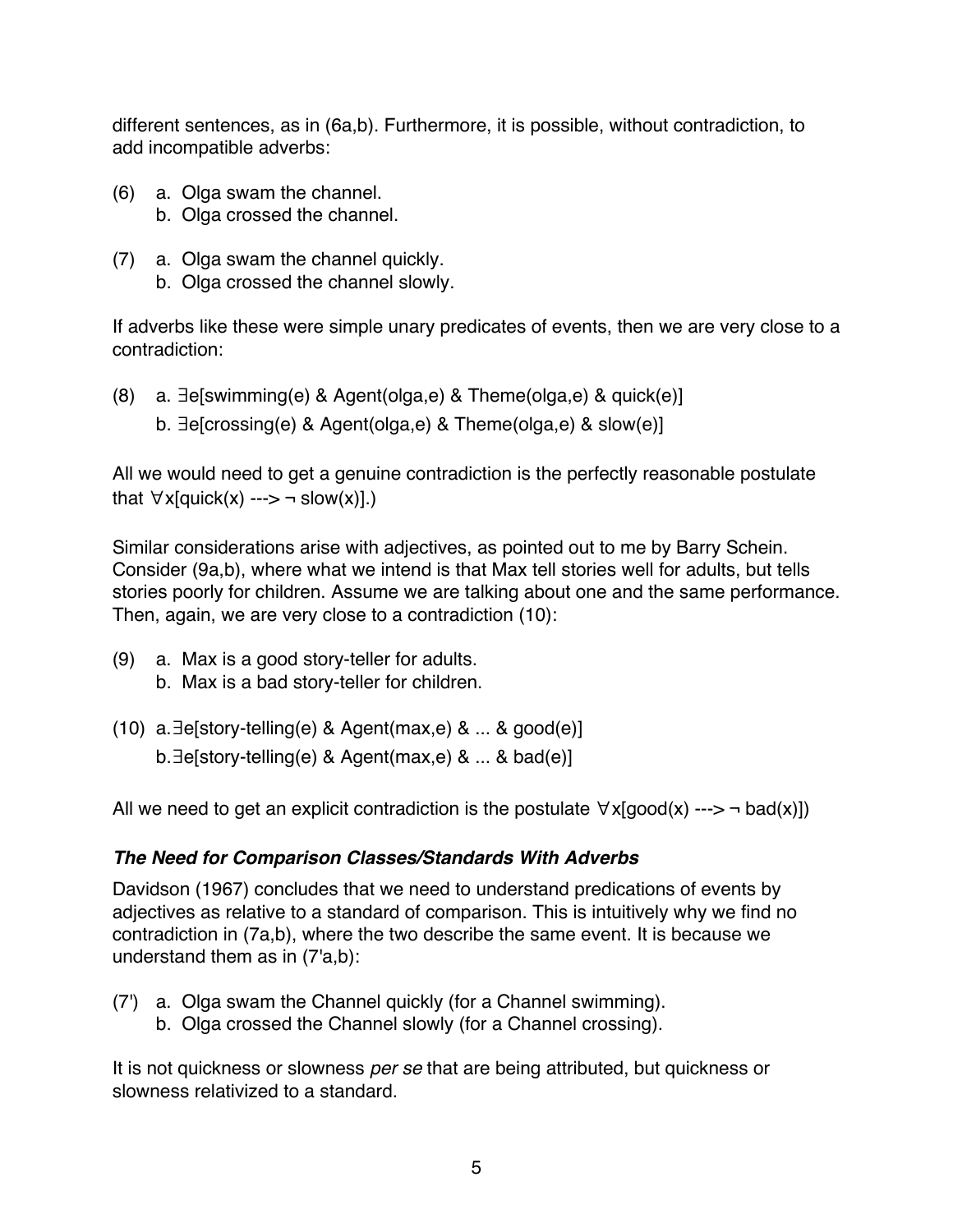different sentences, as in (6a,b). Furthermore, it is possible, without contradiction, to add incompatible adverbs:

(6) a. Olga swam the channel.
    b. Olga crossed the channel.

(7) a. Olga swam the channel quickly.
    b. Olga crossed the channel slowly.

If adverbs like these were simple unary predicates of events, then we are very close to a contradiction:

(8) a. ∃e[swimming(e) & Agent(olga,e) & Theme(olga,e) & quick(e)]
    b. ∃e[crossing(e) & Agent(olga,e) & Theme(olga,e) & slow(e)]

All we would need to get a genuine contradiction is the perfectly reasonable postulate that ∀x[quick(x) ---> ¬ slow(x)].)

Similar considerations arise with adjectives, as pointed out to me by Barry Schein. Consider (9a,b), where what we intend is that Max tell stories well for adults, but tells stories poorly for children. Assume we are talking about one and the same performance. Then, again, we are very close to a contradiction (10):

(9) a. Max is a good story-teller for adults.
    b. Max is a bad story-teller for children.

(10) a.∃e[story-telling(e) & Agent(max,e) & ... & good(e)]
     b.∃e[story-telling(e) & Agent(max,e) & ... & bad(e)]

All we need to get an explicit contradiction is the postulate ∀x[good(x) ---> ¬ bad(x)])

### *The Need for Comparison Classes/Standards With Adverbs*

Davidson (1967) concludes that we need to understand predications of events by adjectives as relative to a standard of comparison. This is intuitively why we find no contradiction in (7a,b), where the two describe the same event. It is because we understand them as in (7'a,b):

(7') a. Olga swam the Channel quickly (for a Channel swimming).
     b. Olga crossed the Channel slowly (for a Channel crossing).

It is not quickness or slowness *per se* that are being attributed, but quickness or slowness relativized to a standard.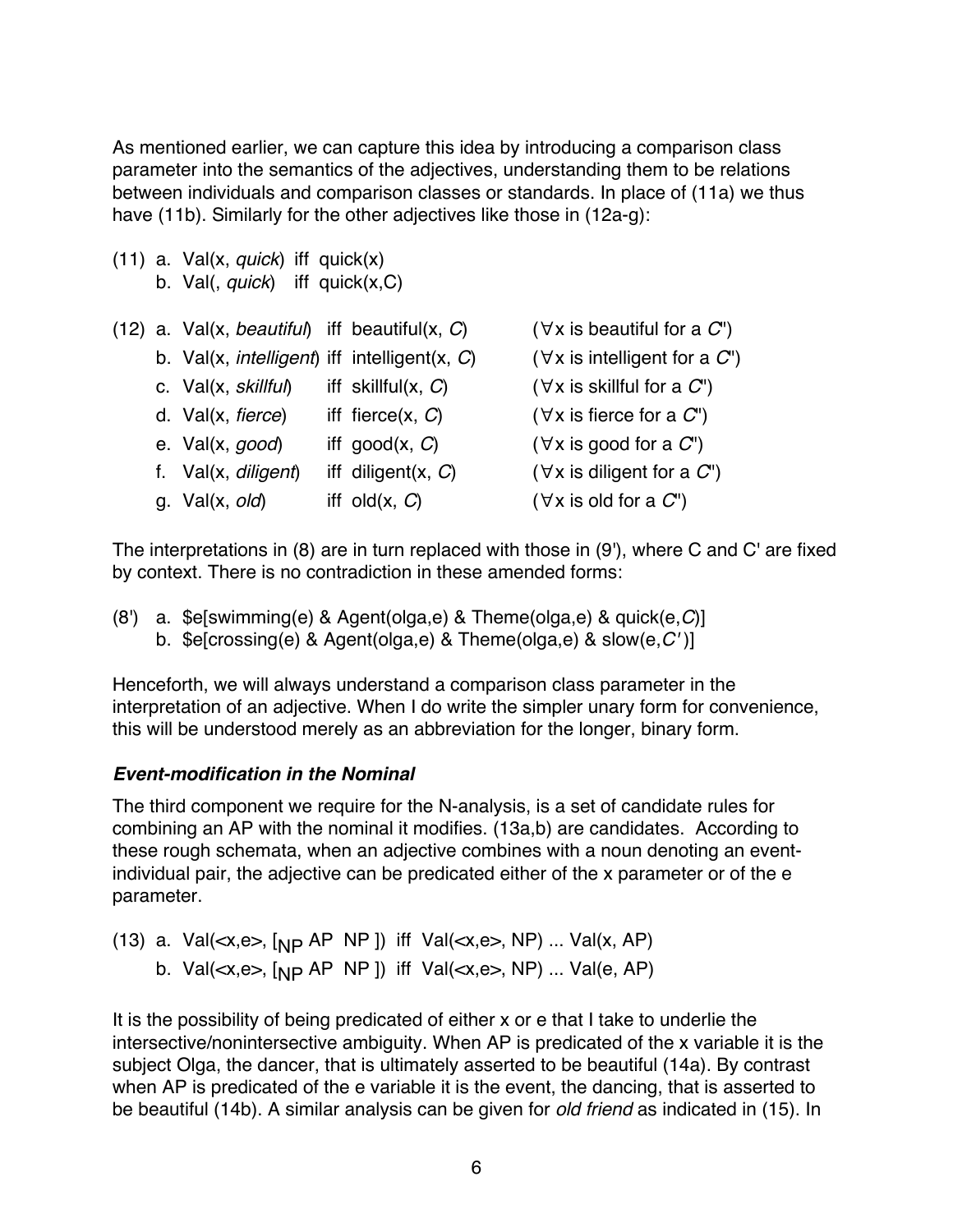As mentioned earlier, we can capture this idea by introducing a comparison class parameter into the semantics of the adjectives, understanding them to be relations between individuals and comparison classes or standards. In place of (11a) we thus have (11b). Similarly for the other adjectives like those in (12a-g):

(11) a. Val(x, *quick*) iff quick(x)
     b. Val(, *quick*) iff quick(x,C)

(12) a. Val(x, *beautiful*) iff beautiful(x, *C*) ($\forall$x is beautiful for a *C*")
     b. Val(x, *intelligent*) iff intelligent(x, *C*) ($\forall$x is intelligent for a *C*")
     c. Val(x, *skillful*) iff skillful(x, *C*) ($\forall$x is skillful for a *C*")
     d. Val(x, *fierce*) iff fierce(x, *C*) ($\forall$x is fierce for a *C*")
     e. Val(x, *good*) iff good(x, *C*) ($\forall$x is good for a *C*")
     f. Val(x, *diligent*) iff diligent(x, *C*) ($\forall$x is diligent for a *C*")
     g. Val(x, *old*) iff old(x, *C*) ($\forall$x is old for a *C*")

The interpretations in (8) are in turn replaced with those in (9'), where C and C' are fixed by context. There is no contradiction in these amended forms:

(8') a. $e[swimming(e) & Agent(olga,e) & Theme(olga,e) & quick(e,*C*)]
     b. $e[crossing(e) & Agent(olga,e) & Theme(olga,e) & slow(e,*C'*)]

Henceforth, we will always understand a comparison class parameter in the interpretation of an adjective. When I do write the simpler unary form for convenience, this will be understood merely as an abbreviation for the longer, binary form.

### ***Event-modification in the Nominal***

The third component we require for the N-analysis, is a set of candidate rules for combining an AP with the nominal it modifies. (13a,b) are candidates. According to these rough schemata, when an adjective combines with a noun denoting an event-individual pair, the adjective can be predicated either of the x parameter or of the e parameter.

(13) a. Val(<x,e>, [$_{NP}$ AP NP ]) iff Val(<x,e>, NP) ... Val(x, AP)
     b. Val(<x,e>, [$_{NP}$ AP NP ]) iff Val(<x,e>, NP) ... Val(e, AP)

It is the possibility of being predicated of either x or e that I take to underlie the intersective/nonintersective ambiguity. When AP is predicated of the x variable it is the subject Olga, the dancer, that is ultimately asserted to be beautiful (14a). By contrast when AP is predicated of the e variable it is the event, the dancing, that is asserted to be beautiful (14b). A similar analysis can be given for *old friend* as indicated in (15). In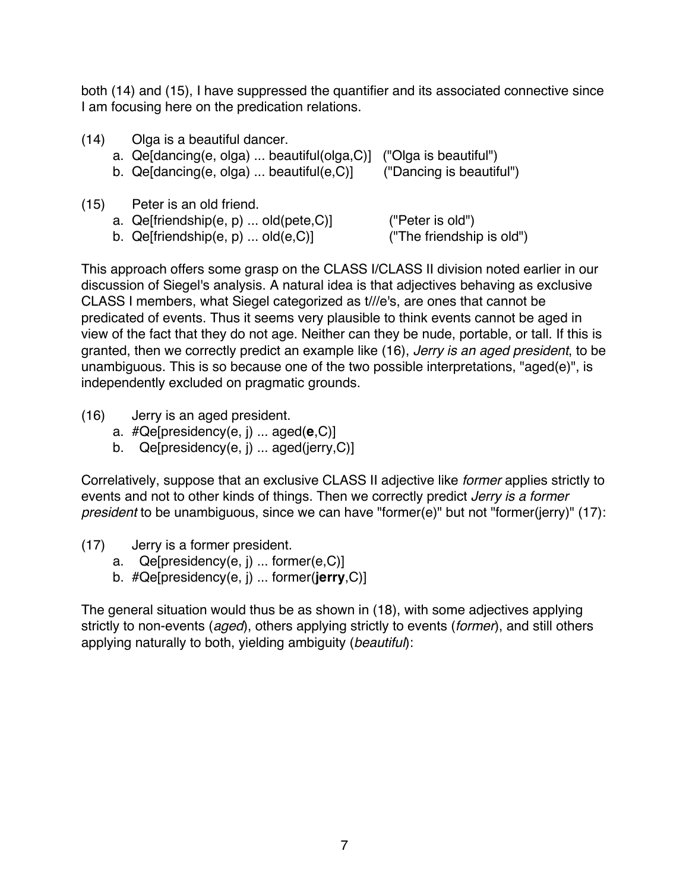both (14) and (15), I have suppressed the quantifier and its associated connective since I am focusing here on the predication relations.

(14) Olga is a beautiful dancer.
   a. Qe[dancing(e, olga) ... beautiful(olga,C)]  ("Olga is beautiful")
   b. Qe[dancing(e, olga) ... beautiful(e,C)]  ("Dancing is beautiful")

(15) Peter is an old friend.
   a. Qe[friendship(e, p) ... old(pete,C)]  ("Peter is old")
   b. Qe[friendship(e, p) ... old(e,C)]  ("The friendship is old")

This approach offers some grasp on the CLASS I/CLASS II division noted earlier in our discussion of Siegel's analysis. A natural idea is that adjectives behaving as exclusive CLASS I members, what Siegel categorized as t///e's, are ones that cannot be predicated of events. Thus it seems very plausible to think events cannot be aged in view of the fact that they do not age. Neither can they be nude, portable, or tall. If this is granted, then we correctly predict an example like (16), *Jerry is an aged president*, to be unambiguous. This is so because one of the two possible interpretations, "aged(e)", is independently excluded on pragmatic grounds.

(16) Jerry is an aged president.
   a. #Qe[presidency(e, j) ... aged(**e**,C)]
   b. Qe[presidency(e, j) ... aged(jerry,C)]

Correlatively, suppose that an exclusive CLASS II adjective like *former* applies strictly to events and not to other kinds of things. Then we correctly predict *Jerry is a former president* to be unambiguous, since we can have "former(e)" but not "former(jerry)" (17):

(17) Jerry is a former president.
   a. Qe[presidency(e, j) ... former(e,C)]
   b. #Qe[presidency(e, j) ... former(**jerry**,C)]

The general situation would thus be as shown in (18), with some adjectives applying strictly to non-events (*aged*), others applying strictly to events (*former*), and still others applying naturally to both, yielding ambiguity (*beautiful*):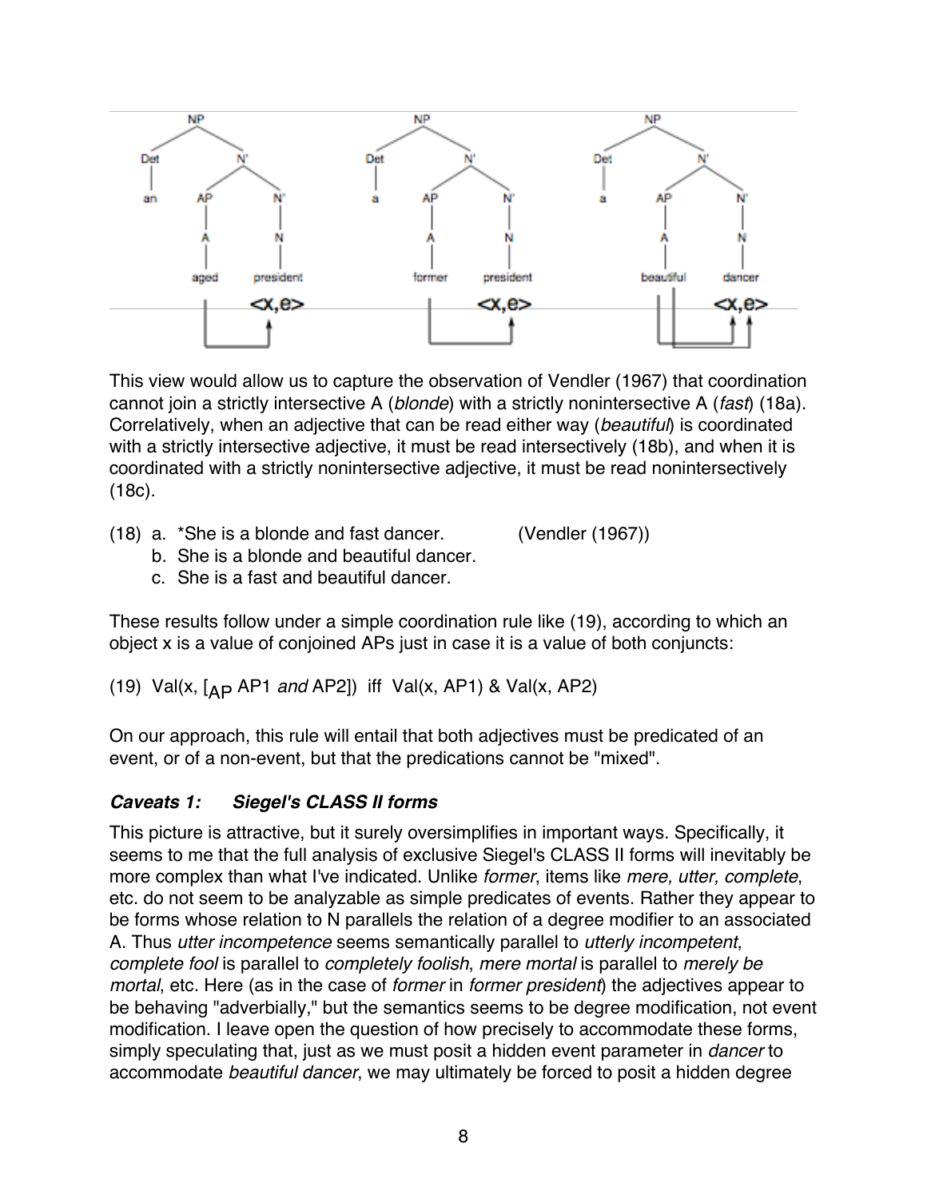This view would allow us to capture the observation of Vendler (1967) that coordination cannot join a strictly intersective A (*blonde*) with a strictly nonintersective A (*fast*) (18a). Correlatively, when an adjective that can be read either way (*beautiful*) is coordinated with a strictly intersective adjective, it must be read intersectively (18b), and when it is coordinated with a strictly nonintersective adjective, it must be read nonintersectively (18c).

(18) a. *She is a blonde and fast dancer. (Vendler (1967))
 b. She is a blonde and beautiful dancer.
 c. She is a fast and beautiful dancer.

These results follow under a simple coordination rule like (19), according to which an object x is a value of conjoined APs just in case it is a value of both conjuncts:

(19) Val(x, [$_{AP}$ AP1 *and* AP2]) iff Val(x, AP1) & Val(x, AP2)

On our approach, this rule will entail that both adjectives must be predicated of an event, or of a non-event, but that the predications cannot be "mixed".

### *Caveats 1: Siegel's CLASS II forms*

This picture is attractive, but it surely oversimplifies in important ways. Specifically, it seems to me that the full analysis of exclusive Siegel's CLASS II forms will inevitably be more complex than what I've indicated. Unlike *former*, items like *mere, utter, complete*, etc. do not seem to be analyzable as simple predicates of events. Rather they appear to be forms whose relation to N parallels the relation of a degree modifier to an associated A. Thus *utter incompetence* seems semantically parallel to *utterly incompetent*, *complete fool* is parallel to *completely foolish*, *mere mortal* is parallel to *merely be mortal*, etc. Here (as in the case of *former* in *former president*) the adjectives appear to be behaving "adverbially," but the semantics seems to be degree modification, not event modification. I leave open the question of how precisely to accommodate these forms, simply speculating that, just as we must posit a hidden event parameter in *dancer* to accommodate *beautiful dancer*, we may ultimately be forced to posit a hidden degree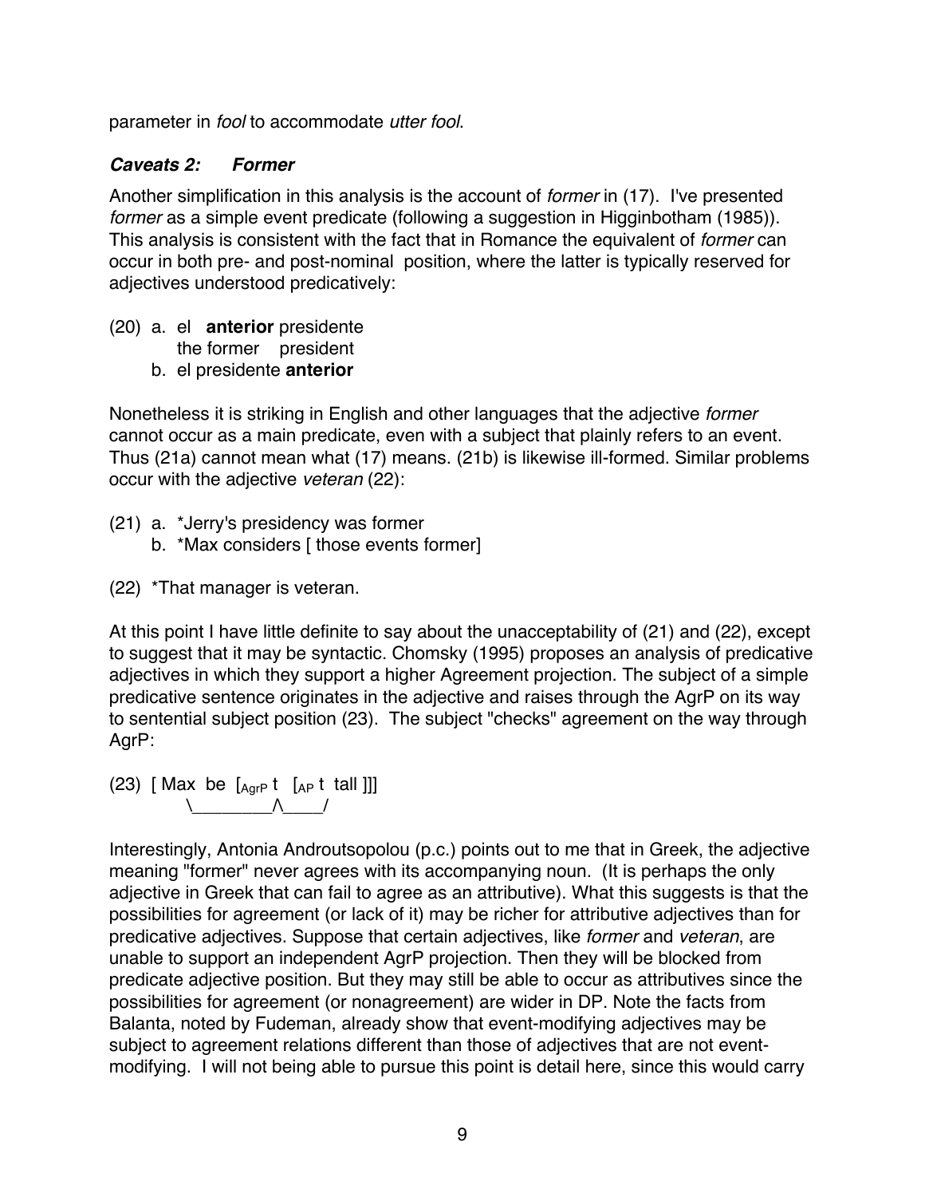parameter in *fool* to accommodate *utter fool*.

### ***Caveats 2: Former***

Another simplification in this analysis is the account of *former* in (17). I've presented *former* as a simple event predicate (following a suggestion in Higginbotham (1985)). This analysis is consistent with the fact that in Romance the equivalent of *former* can occur in both pre- and post-nominal position, where the latter is typically reserved for adjectives understood predicatively:

(20) a. el **anterior** presidente
    the former president
  b. el presidente **anterior**

Nonetheless it is striking in English and other languages that the adjective *former* cannot occur as a main predicate, even with a subject that plainly refers to an event. Thus (21a) cannot mean what (17) means. (21b) is likewise ill-formed. Similar problems occur with the adjective *veteran* (22):

(21) a. *Jerry's presidency was former
  b. *Max considers [ those events former]

(22) *That manager is veteran.

At this point I have little definite to say about the unacceptability of (21) and (22), except to suggest that it may be syntactic. Chomsky (1995) proposes an analysis of predicative adjectives in which they support a higher Agreement projection. The subject of a simple predicative sentence originates in the adjective and raises through the AgrP on its way to sentential subject position (23). The subject "checks" agreement on the way through AgrP:

(23) [ Max be [$_{AgrP}$ t [$_{AP}$ t tall ]]]
    \\________/\\____/

Interestingly, Antonia Androutsopolou (p.c.) points out to me that in Greek, the adjective meaning "former" never agrees with its accompanying noun. (It is perhaps the only adjective in Greek that can fail to agree as an attributive). What this suggests is that the possibilities for agreement (or lack of it) may be richer for attributive adjectives than for predicative adjectives. Suppose that certain adjectives, like *former* and *veteran*, are unable to support an independent AgrP projection. Then they will be blocked from predicate adjective position. But they may still be able to occur as attributives since the possibilities for agreement (or nonagreement) are wider in DP. Note the facts from Balanta, noted by Fudeman, already show that event-modifying adjectives may be subject to agreement relations different than those of adjectives that are not event-modifying. I will not being able to pursue this point is detail here, since this would carry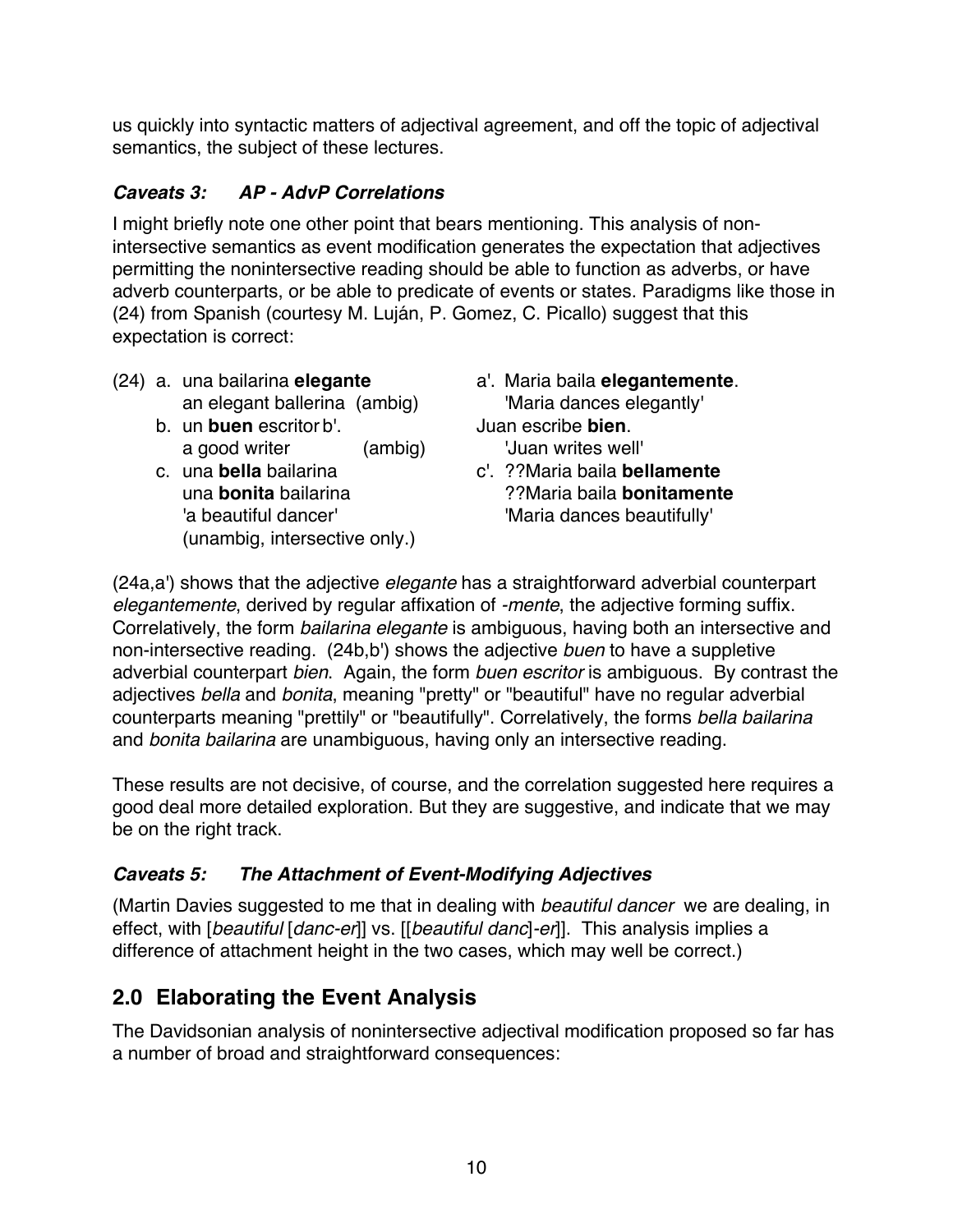us quickly into syntactic matters of adjectival agreement, and off the topic of adjectival semantics, the subject of these lectures.

### *Caveats 3: AP - AdvP Correlations*

I might briefly note one other point that bears mentioning. This analysis of non-intersective semantics as event modification generates the expectation that adjectives permitting the nonintersective reading should be able to function as adverbs, or have adverb counterparts, or be able to predicate of events or states. Paradigms like those in (24) from Spanish (courtesy M. Luján, P. Gomez, C. Picallo) suggest that this expectation is correct:

(24) a. una bailarina **elegante**
  an elegant ballerina (ambig)
a'. Maria baila **elegantemente**.
  'Maria dances elegantly'
b. un **buen** escritor
  a good writer (ambig)
b'. Juan escribe **bien**.
  'Juan writes well'
c. una **bella** bailarina
  una **bonita** bailarina
  'a beautiful dancer'
  (unambig, intersective only.)
c'. ??Maria baila **bellamente**
  ??Maria baila **bonitamente**
  'Maria dances beautifully'

(24a,a') shows that the adjective *elegante* has a straightforward adverbial counterpart *elegantemente*, derived by regular affixation of -*mente*, the adjective forming suffix. Correlatively, the form *bailarina elegante* is ambiguous, having both an intersective and non-intersective reading. (24b,b') shows the adjective *buen* to have a suppletive adverbial counterpart *bien*. Again, the form *buen escritor* is ambiguous. By contrast the adjectives *bella* and *bonita*, meaning "pretty" or "beautiful" have no regular adverbial counterparts meaning "prettily" or "beautifully". Correlatively, the forms *bella bailarina* and *bonita bailarina* are unambiguous, having only an intersective reading.

These results are not decisive, of course, and the correlation suggested here requires a good deal more detailed exploration. But they are suggestive, and indicate that we may be on the right track.

### *Caveats 5: The Attachment of Event-Modifying Adjectives*

(Martin Davies suggested to me that in dealing with *beautiful dancer* we are dealing, in effect, with [*beautiful* [*danc-er*]] vs. [[*beautiful danc*]-*er*]]. This analysis implies a difference of attachment height in the two cases, which may well be correct.)

## 2.0 Elaborating the Event Analysis

The Davidsonian analysis of nonintersective adjectival modification proposed so far has a number of broad and straightforward consequences: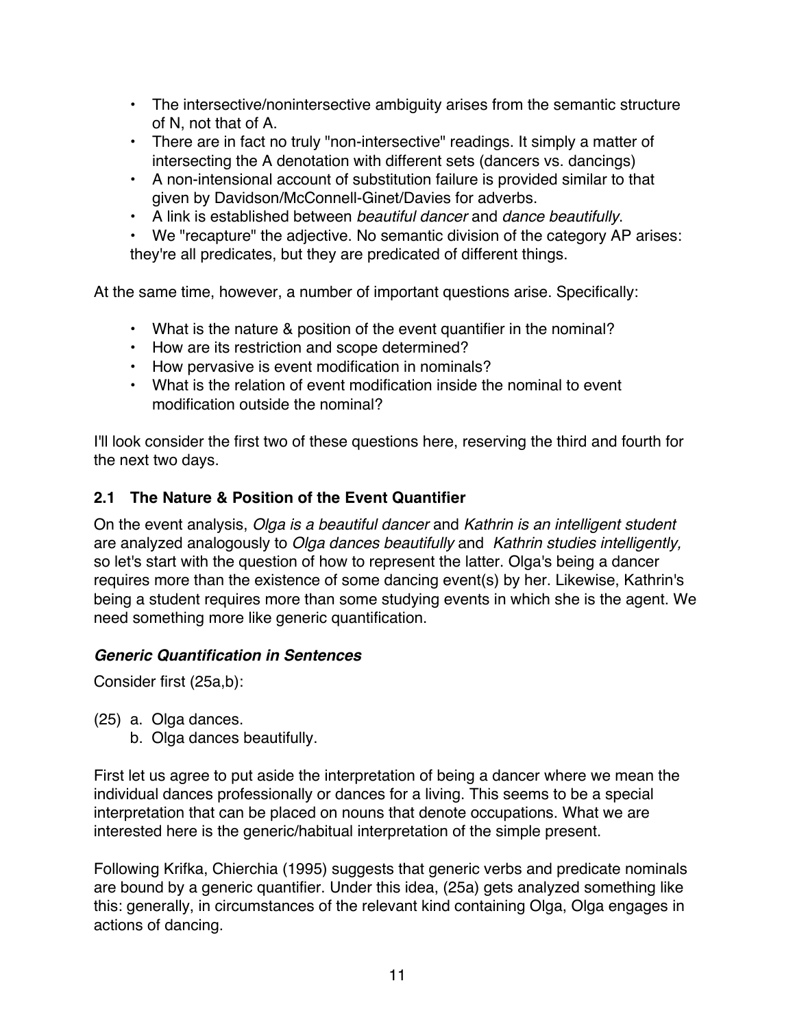- The intersective/nonintersective ambiguity arises from the semantic structure of N, not that of A.
- There are in fact no truly "non-intersective" readings. It simply a matter of intersecting the A denotation with different sets (dancers vs. dancings)
- A non-intensional account of substitution failure is provided similar to that given by Davidson/McConnell-Ginet/Davies for adverbs.
- A link is established between *beautiful dancer* and *dance beautifully*.
- We "recapture" the adjective. No semantic division of the category AP arises: they're all predicates, but they are predicated of different things.

At the same time, however, a number of important questions arise. Specifically:

- What is the nature & position of the event quantifier in the nominal?
- How are its restriction and scope determined?
- How pervasive is event modification in nominals?
- What is the relation of event modification inside the nominal to event modification outside the nominal?

I'll look consider the first two of these questions here, reserving the third and fourth for the next two days.

### 2.1 The Nature & Position of the Event Quantifier

On the event analysis, *Olga is a beautiful dancer* and *Kathrin is an intelligent student* are analyzed analogously to *Olga dances beautifully* and *Kathrin studies intelligently,* so let's start with the question of how to represent the latter. Olga's being a dancer requires more than the existence of some dancing event(s) by her. Likewise, Kathrin's being a student requires more than some studying events in which she is the agent. We need something more like generic quantification.

#### *Generic Quantification in Sentences*

Consider first (25a,b):

(25) a. Olga dances.
     b. Olga dances beautifully.

First let us agree to put aside the interpretation of being a dancer where we mean the individual dances professionally or dances for a living. This seems to be a special interpretation that can be placed on nouns that denote occupations. What we are interested here is the generic/habitual interpretation of the simple present.

Following Krifka, Chierchia (1995) suggests that generic verbs and predicate nominals are bound by a generic quantifier. Under this idea, (25a) gets analyzed something like this: generally, in circumstances of the relevant kind containing Olga, Olga engages in actions of dancing.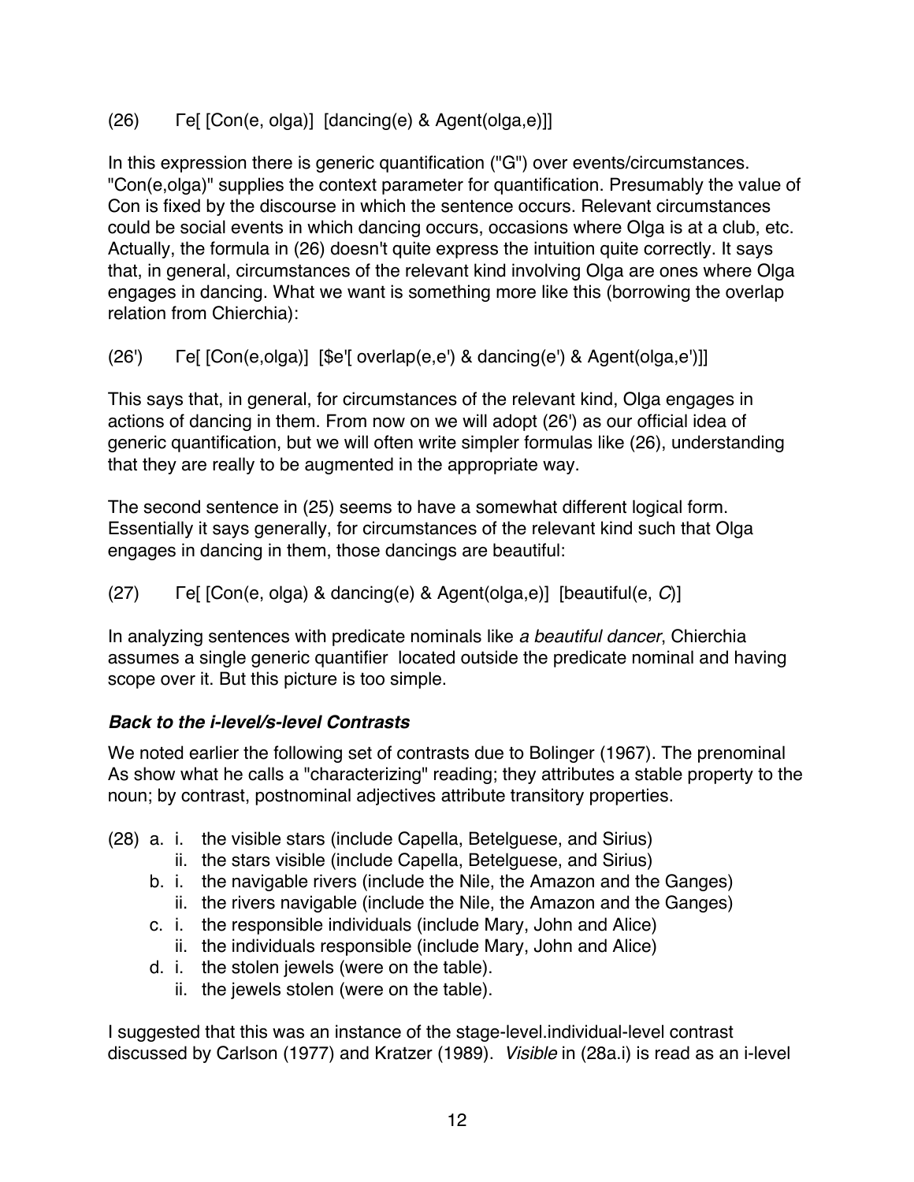(26) Γe[ [Con(e, olga)] [dancing(e) & Agent(olga,e)]]

In this expression there is generic quantification ("G") over events/circumstances. "Con(e,olga)" supplies the context parameter for quantification. Presumably the value of Con is fixed by the discourse in which the sentence occurs. Relevant circumstances could be social events in which dancing occurs, occasions where Olga is at a club, etc. Actually, the formula in (26) doesn't quite express the intuition quite correctly. It says that, in general, circumstances of the relevant kind involving Olga are ones where Olga engages in dancing. What we want is something more like this (borrowing the overlap relation from Chierchia):

(26') Γe[ [Con(e,olga)] [$e'[ overlap(e,e') & dancing(e') & Agent(olga,e')]]

This says that, in general, for circumstances of the relevant kind, Olga engages in actions of dancing in them. From now on we will adopt (26') as our official idea of generic quantification, but we will often write simpler formulas like (26), understanding that they are really to be augmented in the appropriate way.

The second sentence in (25) seems to have a somewhat different logical form. Essentially it says generally, for circumstances of the relevant kind such that Olga engages in dancing in them, those dancings are beautiful:

(27) Γe[ [Con(e, olga) & dancing(e) & Agent(olga,e)] [beautiful(e, *C*)]

In analyzing sentences with predicate nominals like *a beautiful dancer*, Chierchia assumes a single generic quantifier located outside the predicate nominal and having scope over it. But this picture is too simple.

### ***Back to the i-level/s-level Contrasts***

We noted earlier the following set of contrasts due to Bolinger (1967). The prenominal As show what he calls a "characterizing" reading; they attributes a stable property to the noun; by contrast, postnominal adjectives attribute transitory properties.

(28) a. i. the visible stars (include Capella, Betelguese, and Sirius)
 ii. the stars visible (include Capella, Betelguese, and Sirius)
 b. i. the navigable rivers (include the Nile, the Amazon and the Ganges)
 ii. the rivers navigable (include the Nile, the Amazon and the Ganges)
 c. i. the responsible individuals (include Mary, John and Alice)
 ii. the individuals responsible (include Mary, John and Alice)
 d. i. the stolen jewels (were on the table).
 ii. the jewels stolen (were on the table).

I suggested that this was an instance of the stage-level.individual-level contrast discussed by Carlson (1977) and Kratzer (1989). *Visible* in (28a.i) is read as an i-level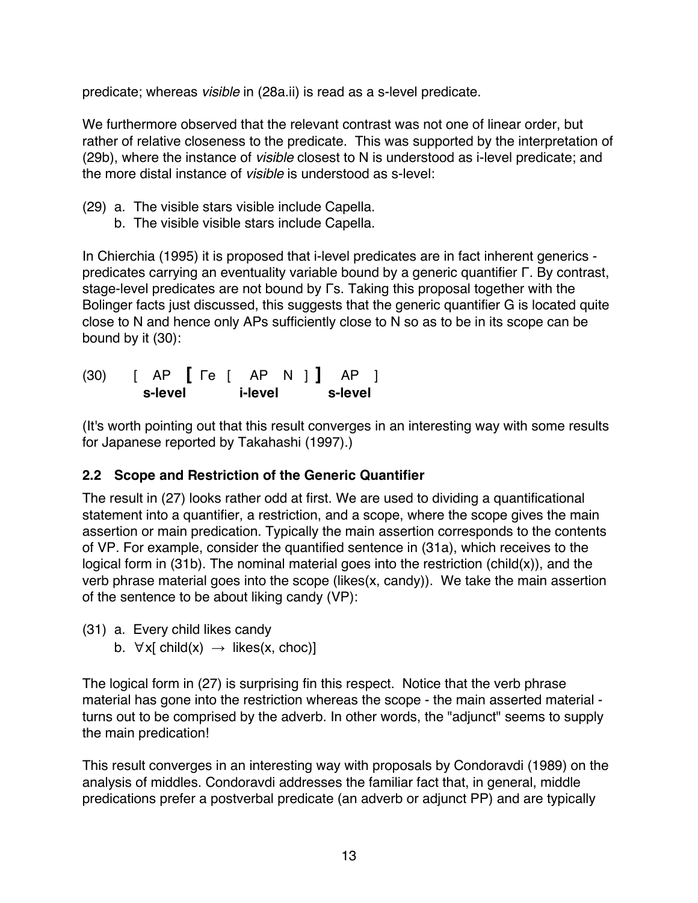predicate; whereas *visible* in (28a.ii) is read as a s-level predicate.

We furthermore observed that the relevant contrast was not one of linear order, but rather of relative closeness to the predicate. This was supported by the interpretation of (29b), where the instance of *visible* closest to N is understood as i-level predicate; and the more distal instance of *visible* is understood as s-level:

(29) a. The visible stars visible include Capella.
 b. The visible visible stars include Capella.

In Chierchia (1995) it is proposed that i-level predicates are in fact inherent generics - predicates carrying an eventuality variable bound by a generic quantifier Γ. By contrast, stage-level predicates are not bound by Γs. Taking this proposal together with the Bolinger facts just discussed, this suggests that the generic quantifier G is located quite close to N and hence only APs sufficiently close to N so as to be in its scope can be bound by it (30):

(30) [ AP **[** Γe [ AP N ] **]** AP ]
 **s-level** **i-level** **s-level**

(It's worth pointing out that this result converges in an interesting way with some results for Japanese reported by Takahashi (1997).)

## 2.2 Scope and Restriction of the Generic Quantifier

The result in (27) looks rather odd at first. We are used to dividing a quantificational statement into a quantifier, a restriction, and a scope, where the scope gives the main assertion or main predication. Typically the main assertion corresponds to the contents of VP. For example, consider the quantified sentence in (31a), which receives to the logical form in (31b). The nominal material goes into the restriction (child(x)), and the verb phrase material goes into the scope (likes(x, candy)). We take the main assertion of the sentence to be about liking candy (VP):

(31) a. Every child likes candy
 b. $\forall x[\ \text{child}(x) \rightarrow \text{likes}(x, \text{choc})]$

The logical form in (27) is surprising fin this respect. Notice that the verb phrase material has gone into the restriction whereas the scope - the main asserted material - turns out to be comprised by the adverb. In other words, the "adjunct" seems to supply the main predication!

This result converges in an interesting way with proposals by Condoravdi (1989) on the analysis of middles. Condoravdi addresses the familiar fact that, in general, middle predications prefer a postverbal predicate (an adverb or adjunct PP) and are typically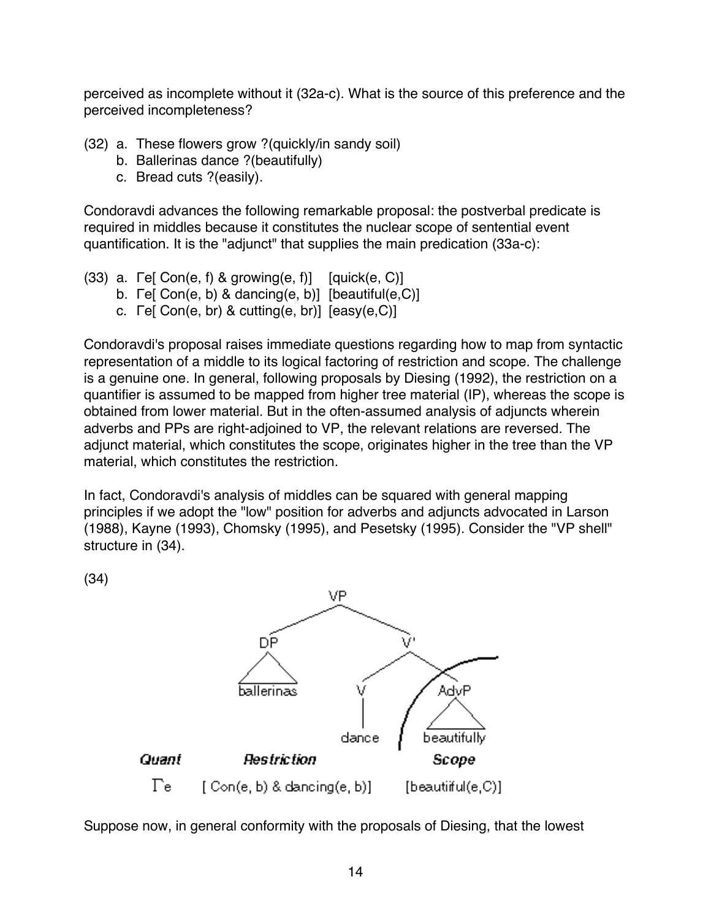perceived as incomplete without it (32a-c). What is the source of this preference and the perceived incompleteness?

(32) a. These flowers grow ?(quickly/in sandy soil)
  b. Ballerinas dance ?(beautifully)
  c. Bread cuts ?(easily).

Condoravdi advances the following remarkable proposal: the postverbal predicate is required in middles because it constitutes the nuclear scope of sentential event quantification. It is the "adjunct" that supplies the main predication (33a-c):

(33) a. Γe[ Con(e, f) & growing(e, f)]  [quick(e, C)]
  b. Γe[ Con(e, b) & dancing(e, b)]  [beautiful(e,C)]
  c. Γe[ Con(e, br) & cutting(e, br)]  [easy(e,C)]

Condoravdi's proposal raises immediate questions regarding how to map from syntactic representation of a middle to its logical factoring of restriction and scope. The challenge is a genuine one. In general, following proposals by Diesing (1992), the restriction on a quantifier is assumed to be mapped from higher tree material (IP), whereas the scope is obtained from lower material. But in the often-assumed analysis of adjuncts wherein adverbs and PPs are right-adjoined to VP, the relevant relations are reversed. The adjunct material, which constitutes the scope, originates higher in the tree than the VP material, which constitutes the restriction.

In fact, Condoravdi's analysis of middles can be squared with general mapping principles if we adopt the "low" position for adverbs and adjuncts advocated in Larson (1988), Kayne (1993), Chomsky (1995), and Pesetsky (1995). Consider the "VP shell" structure in (34).

(34)

[VP [DP ballerinas] [V' [V dance] [AdvP beautifully]]]

| *Quant* | *Restriction* | *Scope* |
|---|---|---|
| Γe | [ Con(e, b) & dancing(e, b)] | [beautiful(e,C)] |

Suppose now, in general conformity with the proposals of Diesing, that the lowest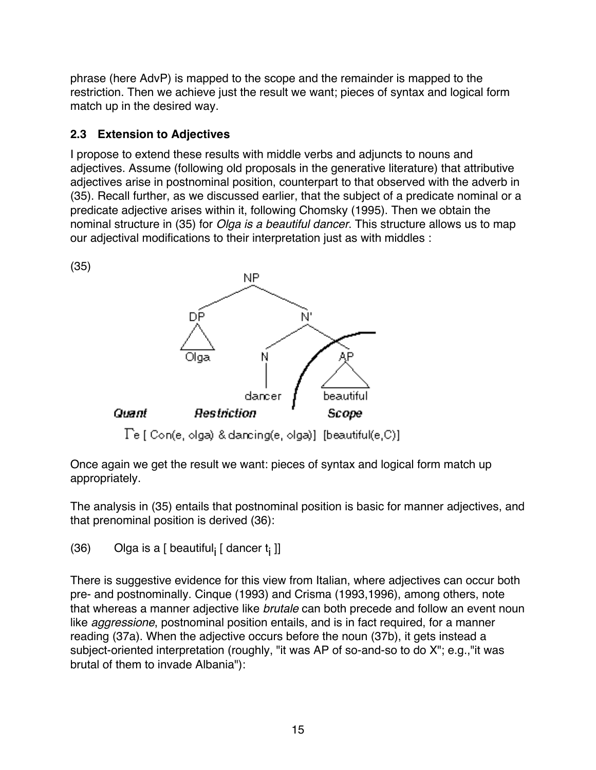phrase (here AdvP) is mapped to the scope and the remainder is mapped to the restriction. Then we achieve just the result we want; pieces of syntax and logical form match up in the desired way.

### 2.3 Extension to Adjectives

I propose to extend these results with middle verbs and adjuncts to nouns and adjectives. Assume (following old proposals in the generative literature) that attributive adjectives arise in postnominal position, counterpart to that observed with the adverb in (35). Recall further, as we discussed earlier, that the subject of a predicate nominal or a predicate adjective arises within it, following Chomsky (1995). Then we obtain the nominal structure in (35) for *Olga is a beautiful dancer*. This structure allows us to map our adjectival modifications to their interpretation just as with middles :

(35)

```
              NP
            /    \
          DP      N'
          |      /  \
        Olga    N    AP
                |     |
             dancer  beautiful
```

***Quant*** ***Restriction*** ***Scope***

Γe [ Con(e, olga) & dancing(e, olga)] [beautiful(e,C)]

Once again we get the result we want: pieces of syntax and logical form match up appropriately.

The analysis in (35) entails that postnominal position is basic for manner adjectives, and that prenominal position is derived (36):

(36) Olga is a [ $\text{beautiful}_i$ [ dancer $t_i$ ]]

There is suggestive evidence for this view from Italian, where adjectives can occur both pre- and postnominally. Cinque (1993) and Crisma (1993,1996), among others, note that whereas a manner adjective like *brutale* can both precede and follow an event noun like *aggressione*, postnominal position entails, and is in fact required, for a manner reading (37a). When the adjective occurs before the noun (37b), it gets instead a subject-oriented interpretation (roughly, "it was AP of so-and-so to do X"; e.g.,"it was brutal of them to invade Albania"):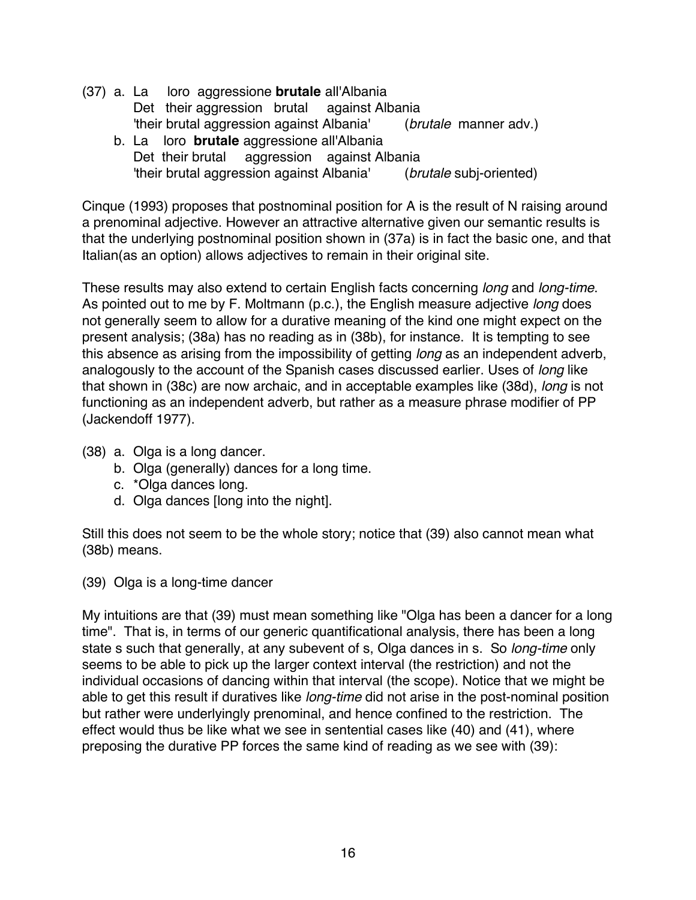(37) a. La loro aggressione **brutale** all'Albania
Det their aggression brutal against Albania
'their brutal aggression against Albania' (*brutale* manner adv.)

b. La loro **brutale** aggressione all'Albania
Det their brutal aggression against Albania
'their brutal aggression against Albania' (*brutale* subj-oriented)

Cinque (1993) proposes that postnominal position for A is the result of N raising around a prenominal adjective. However an attractive alternative given our semantic results is that the underlying postnominal position shown in (37a) is in fact the basic one, and that Italian(as an option) allows adjectives to remain in their original site.

These results may also extend to certain English facts concerning *long* and *long-time*. As pointed out to me by F. Moltmann (p.c.), the English measure adjective *long* does not generally seem to allow for a durative meaning of the kind one might expect on the present analysis; (38a) has no reading as in (38b), for instance. It is tempting to see this absence as arising from the impossibility of getting *long* as an independent adverb, analogously to the account of the Spanish cases discussed earlier. Uses of *long* like that shown in (38c) are now archaic, and in acceptable examples like (38d), *long* is not functioning as an independent adverb, but rather as a measure phrase modifier of PP (Jackendoff 1977).

(38) a. Olga is a long dancer.
b. Olga (generally) dances for a long time.
c. *Olga dances long.
d. Olga dances [long into the night].

Still this does not seem to be the whole story; notice that (39) also cannot mean what (38b) means.

(39) Olga is a long-time dancer

My intuitions are that (39) must mean something like "Olga has been a dancer for a long time". That is, in terms of our generic quantificational analysis, there has been a long state s such that generally, at any subevent of s, Olga dances in s. So *long-time* only seems to be able to pick up the larger context interval (the restriction) and not the individual occasions of dancing within that interval (the scope). Notice that we might be able to get this result if duratives like *long-time* did not arise in the post-nominal position but rather were underlyingly prenominal, and hence confined to the restriction. The effect would thus be like what we see in sentential cases like (40) and (41), where preposing the durative PP forces the same kind of reading as we see with (39):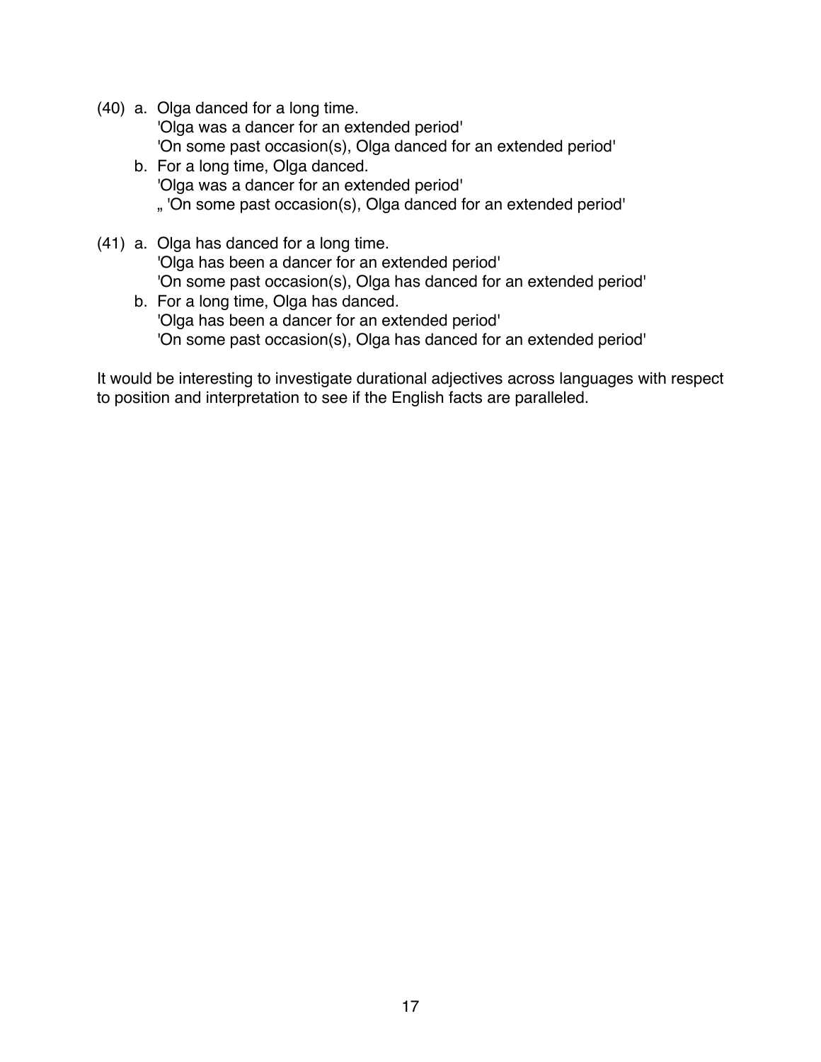(40) a. Olga danced for a long time.
'Olga was a dancer for an extended period'
'On some past occasion(s), Olga danced for an extended period'

b. For a long time, Olga danced.
'Olga was a dancer for an extended period'
„ 'On some past occasion(s), Olga danced for an extended period'

(41) a. Olga has danced for a long time.
'Olga has been a dancer for an extended period'
'On some past occasion(s), Olga has danced for an extended period'

b. For a long time, Olga has danced.
'Olga has been a dancer for an extended period'
'On some past occasion(s), Olga has danced for an extended period'

It would be interesting to investigate durational adjectives across languages with respect to position and interpretation to see if the English facts are paralleled.